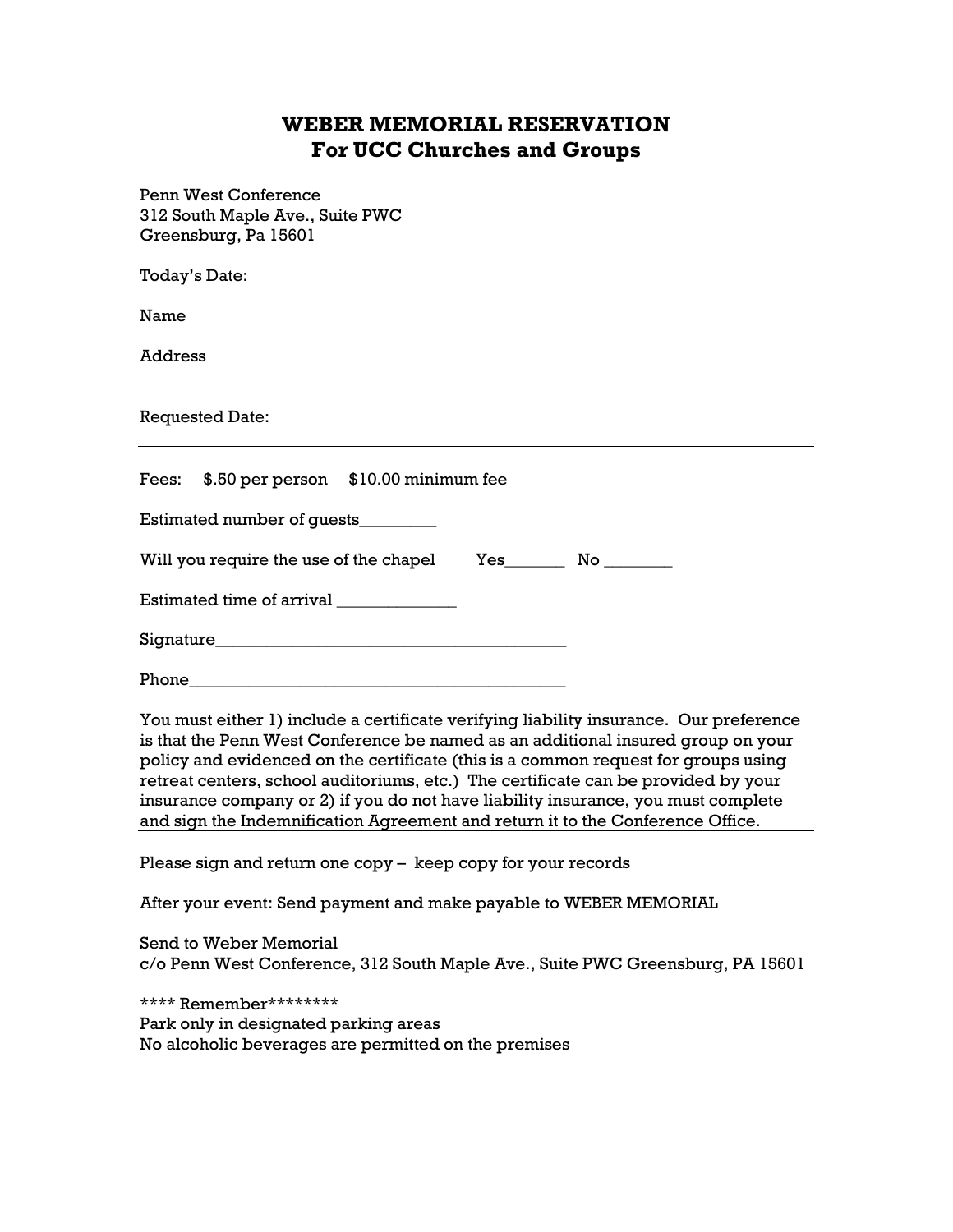# WEBER MEMORIAL RESERVATION
## For UCC Churches and Groups

Penn West Conference
312 South Maple Ave., Suite PWC
Greensburg, Pa 15601

Today's Date:

Name

Address

Requested Date:

---

Fees: $.50 per person $10.00 minimum fee

Estimated number of guests________

Will you require the use of the chapel Yes_______ No _______

Estimated time of arrival _____________

Signature_______________________________________

Phone__________________________________________

You must either 1) include a certificate verifying liability insurance. Our preference is that the Penn West Conference be named as an additional insured group on your policy and evidenced on the certificate (this is a common request for groups using retreat centers, school auditoriums, etc.) The certificate can be provided by your insurance company or 2) if you do not have liability insurance, you must complete and sign the Indemnification Agreement and return it to the Conference Office.

---

Please sign and return one copy – keep copy for your records

After your event: Send payment and make payable to WEBER MEMORIAL

Send to Weber Memorial
c/o Penn West Conference, 312 South Maple Ave., Suite PWC Greensburg, PA 15601

**** Remember********
Park only in designated parking areas
No alcoholic beverages are permitted on the premises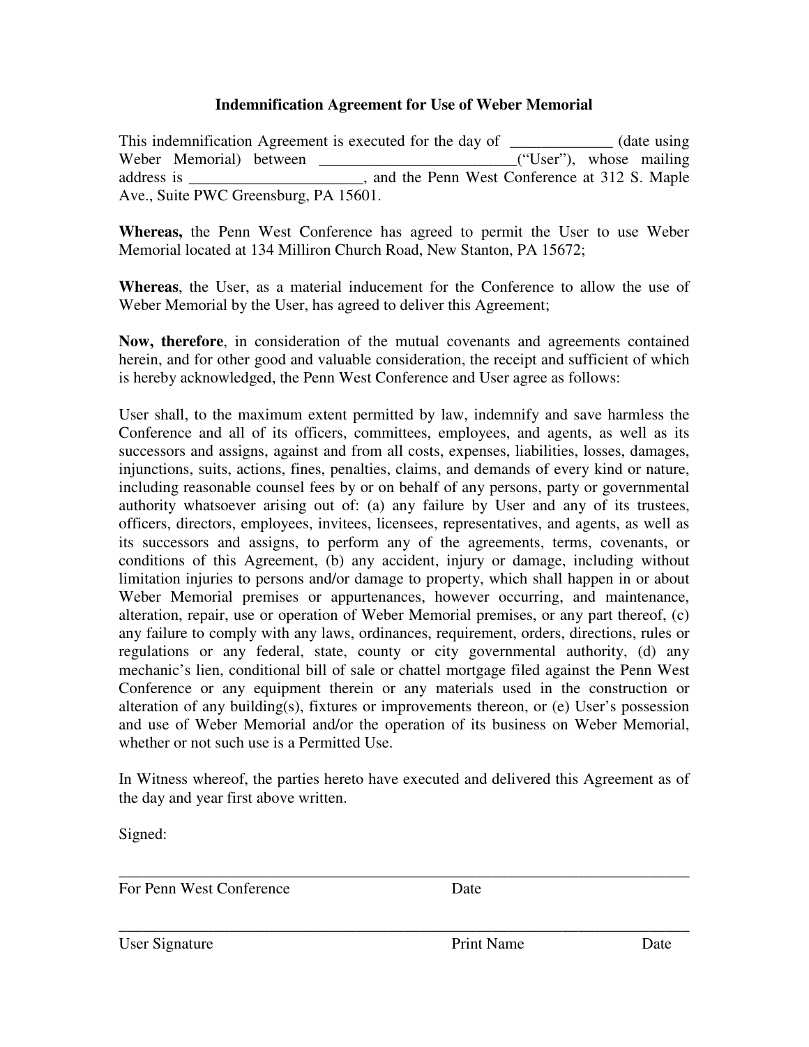**Indemnification Agreement for Use of Weber Memorial**

This indemnification Agreement is executed for the day of _____________ (date using Weber Memorial) between ________________________("User"), whose mailing address is _____________________, and the Penn West Conference at 312 S. Maple Ave., Suite PWC Greensburg, PA 15601.

**Whereas,** the Penn West Conference has agreed to permit the User to use Weber Memorial located at 134 Milliron Church Road, New Stanton, PA 15672;

**Whereas**, the User, as a material inducement for the Conference to allow the use of Weber Memorial by the User, has agreed to deliver this Agreement;

**Now, therefore**, in consideration of the mutual covenants and agreements contained herein, and for other good and valuable consideration, the receipt and sufficient of which is hereby acknowledged, the Penn West Conference and User agree as follows:

User shall, to the maximum extent permitted by law, indemnify and save harmless the Conference and all of its officers, committees, employees, and agents, as well as its successors and assigns, against and from all costs, expenses, liabilities, losses, damages, injunctions, suits, actions, fines, penalties, claims, and demands of every kind or nature, including reasonable counsel fees by or on behalf of any persons, party or governmental authority whatsoever arising out of: (a) any failure by User and any of its trustees, officers, directors, employees, invitees, licensees, representatives, and agents, as well as its successors and assigns, to perform any of the agreements, terms, covenants, or conditions of this Agreement, (b) any accident, injury or damage, including without limitation injuries to persons and/or damage to property, which shall happen in or about Weber Memorial premises or appurtenances, however occurring, and maintenance, alteration, repair, use or operation of Weber Memorial premises, or any part thereof, (c) any failure to comply with any laws, ordinances, requirement, orders, directions, rules or regulations or any federal, state, county or city governmental authority, (d) any mechanic's lien, conditional bill of sale or chattel mortgage filed against the Penn West Conference or any equipment therein or any materials used in the construction or alteration of any building(s), fixtures or improvements thereon, or (e) User's possession and use of Weber Memorial and/or the operation of its business on Weber Memorial, whether or not such use is a Permitted Use.

In Witness whereof, the parties hereto have executed and delivered this Agreement as of the day and year first above written.

Signed:

_____________________________________________________________________________

For Penn West Conference Date

_____________________________________________________________________________

User Signature Print Name Date